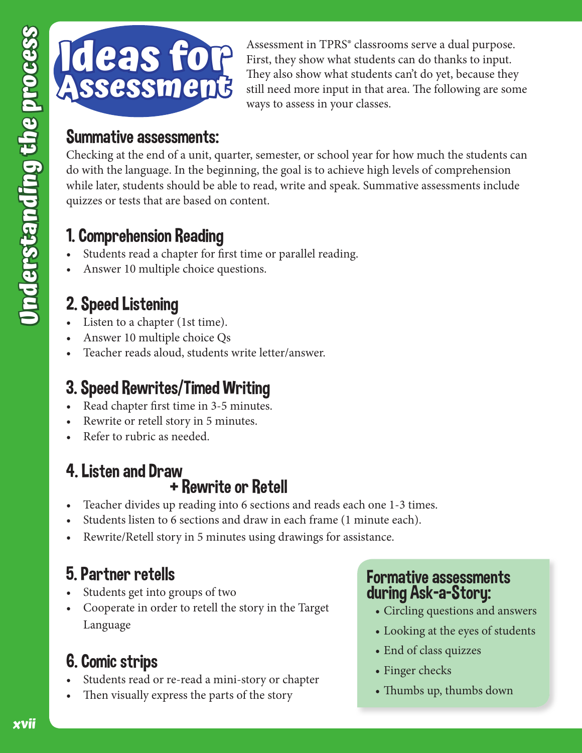# Ideas for Assessment

Assessment in TPRS® classrooms serve a dual purpose. First, they show what students can do thanks to input. They also show what students can't do yet, because they still need more input in that area. The following are some ways to assess in your classes.

## Summative assessments:

Checking at the end of a unit, quarter, semester, or school year for how much the students can do with the language. In the beginning, the goal is to achieve high levels of comprehension while later, students should be able to read, write and speak. Summative assessments include quizzes or tests that are based on content.

### 1. Comprehension Reading

- Students read a chapter for first time or parallel reading.
- Answer 10 multiple choice questions.

### 2. Speed Listening

- Listen to a chapter (1st time).
- Answer 10 multiple choice Qs
- Teacher reads aloud, students write letter/answer.

### 3. Speed Rewrites/Timed Writing

- Read chapter first time in 3-5 minutes.
- Rewrite or retell story in 5 minutes.
- Refer to rubric as needed.

### 4. Listen and Draw + Rewrite or Retell

- Teacher divides up reading into 6 sections and reads each one 1-3 times.
- Students listen to 6 sections and draw in each frame (1 minute each).
- Rewrite/Retell story in 5 minutes using drawings for assistance.

### 5. Partner retells

- Students get into groups of two
- Cooperate in order to retell the story in the Target Language

### 6. Comic strips

- Students read or re-read a mini-story or chapter
- Then visually express the parts of the story

## Formative assessments during Ask-a-Story:

- Circling questions and answers
- Looking at the eyes of students
- End of class quizzes
- Finger checks
- Thumbs up, thumbs down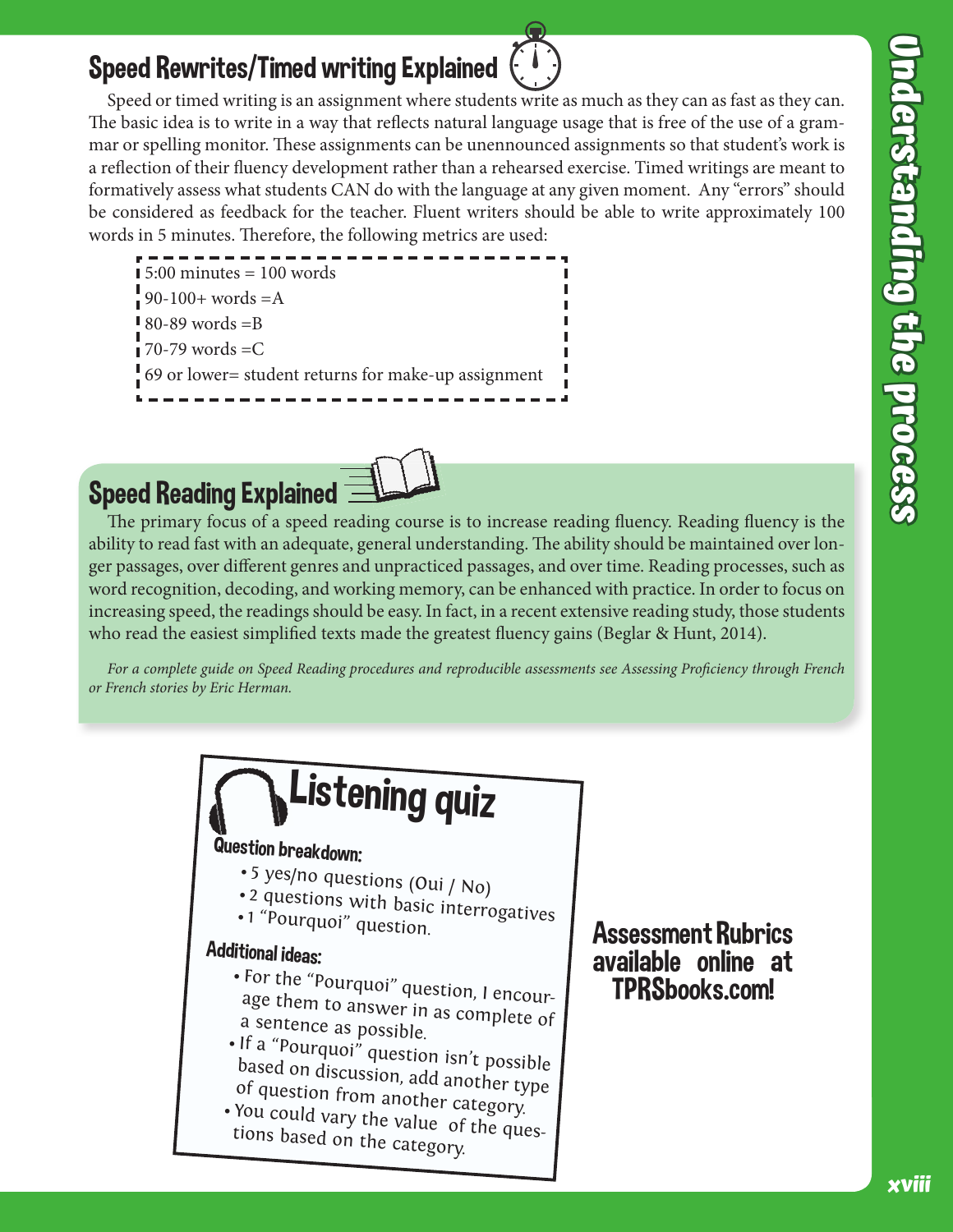## Speed Rewrites/Timed writing Explained

Speed or timed writing is an assignment where students write as much as they can as fast as they can. The basic idea is to write in a way that reflects natural language usage that is free of the use of a grammar or spelling monitor. These assignments can be unennounced assignments so that student's work is a reflection of their fluency development rather than a rehearsed exercise. Timed writings are meant to formatively assess what students CAN do with the language at any given moment. Any "errors" should be considered as feedback for the teacher. Fluent writers should be able to write approximately 100 words in 5 minutes. Therefore, the following metrics are used:

5:00 minutes = 100 words
90-100+ words =A
80-89 words =B
70-79 words =C
69 or lower= student returns for make-up assignment

## Speed Reading Explained

The primary focus of a speed reading course is to increase reading fluency. Reading fluency is the ability to read fast with an adequate, general understanding. The ability should be maintained over longer passages, over different genres and unpracticed passages, and over time. Reading processes, such as word recognition, decoding, and working memory, can be enhanced with practice. In order to focus on increasing speed, the readings should be easy. In fact, in a recent extensive reading study, those students who read the easiest simplified texts made the greatest fluency gains (Beglar & Hunt, 2014).

*For a complete guide on Speed Reading procedures and reproducible assessments see Assessing Proficiency through French or French stories by Eric Herman.*

## Listening quiz

**Question breakdown:**

- 5 yes/no questions (Oui / No)
- 2 questions with basic interrogatives
- 1 "Pourquoi" question.

**Additional ideas:**

- For the "Pourquoi" question, I encourage them to answer in as complete of a sentence as possible.
- If a "Pourquoi" question isn't possible based on discussion, add another type of question from another category.
- You could vary the value of the questions based on the category.

**Assessment Rubrics available online at TPRSbooks.com!**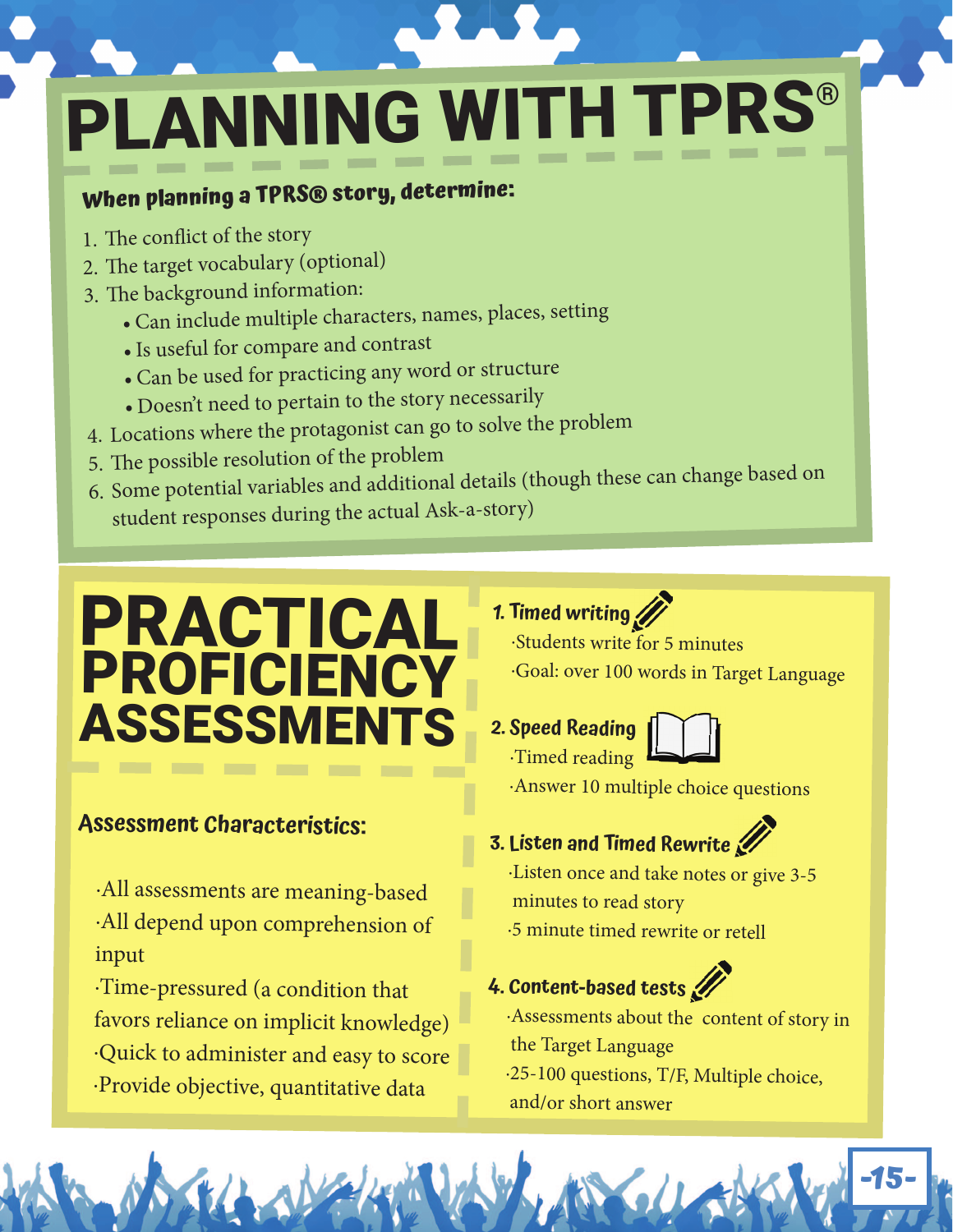# PLANNING WITH TPRS®

**When planning a TPRS® story, determine:**

1. The conflict of the story
2. The target vocabulary (optional)
3. The background information:
   - Can include multiple characters, names, places, setting
   - Is useful for compare and contrast
   - Can be used for practicing any word or structure
   - Doesn't need to pertain to the story necessarily
4. Locations where the protagonist can go to solve the problem
5. The possible resolution of the problem
6. Some potential variables and additional details (though these can change based on student responses during the actual Ask-a-story)

# PRACTICAL PROFICIENCY ASSESSMENTS

**Assessment Characteristics:**

·All assessments are meaning-based
·All depend upon comprehension of input
·Time-pressured (a condition that favors reliance on implicit knowledge)
·Quick to administer and easy to score
·Provide objective, quantitative data

**1. Timed writing**
- ·Students write for 5 minutes
- ·Goal: over 100 words in Target Language

**2. Speed Reading**
- ·Timed reading
- ·Answer 10 multiple choice questions

**3. Listen and Timed Rewrite**
- ·Listen once and take notes or give 3-5 minutes to read story
- ·5 minute timed rewrite or retell

**4. Content-based tests**
- ·Assessments about the content of story in the Target Language
- ·25-100 questions, T/F, Multiple choice, and/or short answer